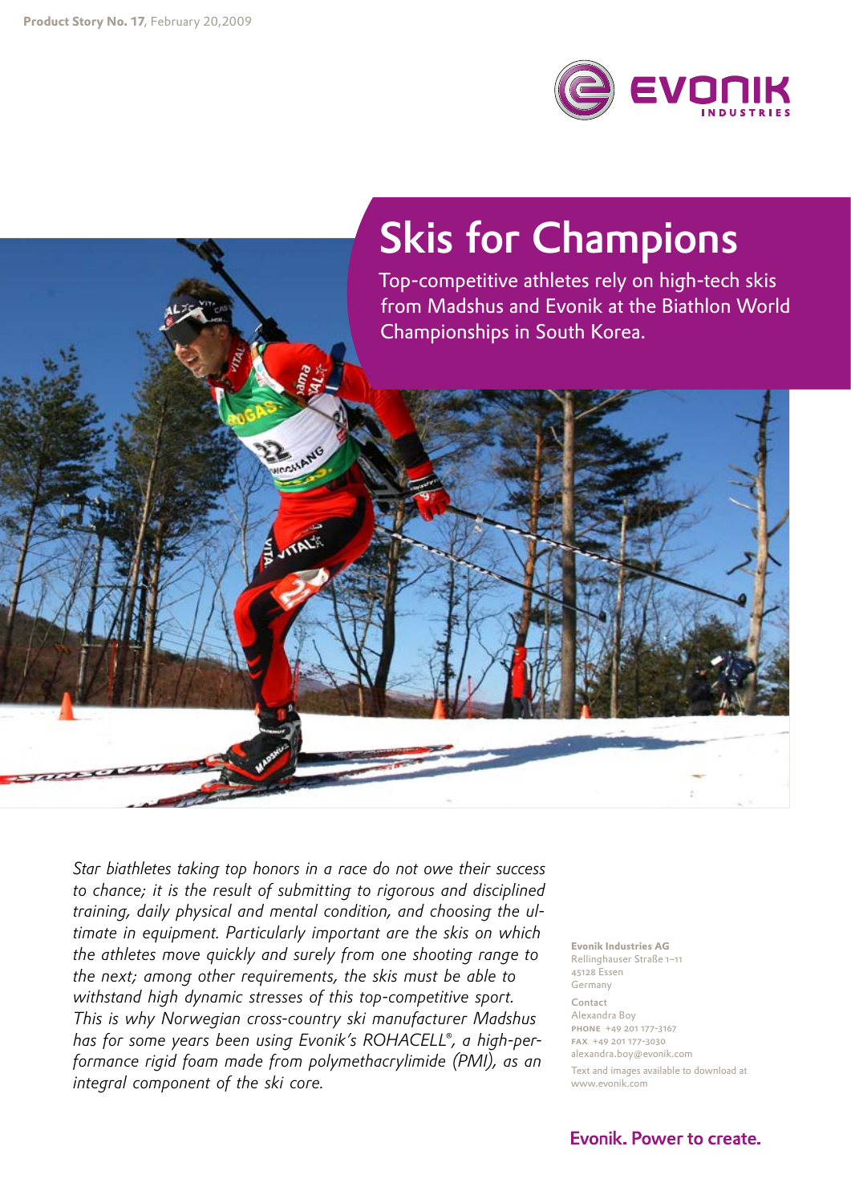**Product Story No. 17**, February 20, 2009

# Skis for Champions

Top-competitive athletes rely on high-tech skis from Madshus and Evonik at the Biathlon World Championships in South Korea.

*Star biathletes taking top honors in a race do not owe their success to chance; it is the result of submitting to rigorous and disciplined training, daily physical and mental condition, and choosing the ultimate in equipment. Particularly important are the skis on which the athletes move quickly and surely from one shooting range to the next; among other requirements, the skis must be able to withstand high dynamic stresses of this top-competitive sport. This is why Norwegian cross-country ski manufacturer Madshus has for some years been using Evonik's ROHACELL®, a high-performance rigid foam made from polymethacrylimide (PMI), as an integral component of the ski core.*

**Evonik Industries AG**
Rellinghauser Straße 1–11
45128 Essen
Germany

Contact
Alexandra Boy
PHONE +49 201 177-3167
FAX +49 201 177-3030
alexandra.boy@evonik.com

Text and images available to download at www.evonik.com

**Evonik. Power to create.**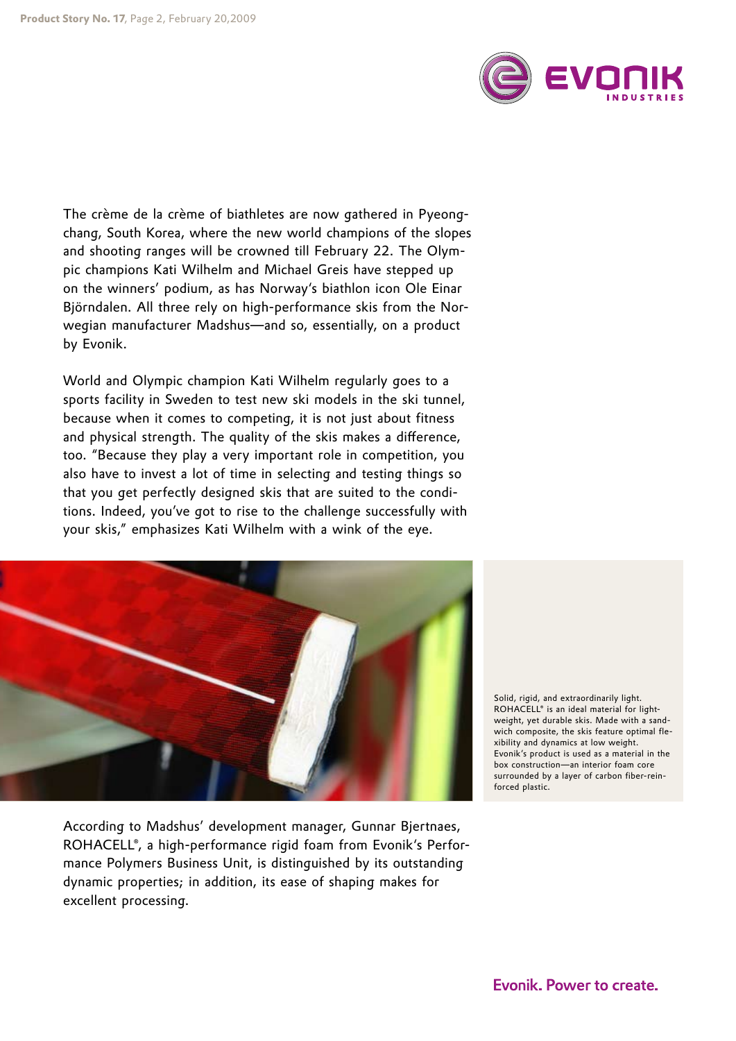The crème de la crème of biathletes are now gathered in Pyeongchang, South Korea, where the new world champions of the slopes and shooting ranges will be crowned till February 22. The Olympic champions Kati Wilhelm and Michael Greis have stepped up on the winners' podium, as has Norway's biathlon icon Ole Einar Björndalen. All three rely on high-performance skis from the Norwegian manufacturer Madshus—and so, essentially, on a product by Evonik.

World and Olympic champion Kati Wilhelm regularly goes to a sports facility in Sweden to test new ski models in the ski tunnel, because when it comes to competing, it is not just about fitness and physical strength. The quality of the skis makes a difference, too. "Because they play a very important role in competition, you also have to invest a lot of time in selecting and testing things so that you get perfectly designed skis that are suited to the conditions. Indeed, you've got to rise to the challenge successfully with your skis," emphasizes Kati Wilhelm with a wink of the eye.

Solid, rigid, and extraordinarily light. ROHACELL® is an ideal material for lightweight, yet durable skis. Made with a sandwich composite, the skis feature optimal flexibility and dynamics at low weight. Evonik's product is used as a material in the box construction—an interior foam core surrounded by a layer of carbon fiber-reinforced plastic.

According to Madshus' development manager, Gunnar Bjertnaes, ROHACELL®, a high-performance rigid foam from Evonik's Performance Polymers Business Unit, is distinguished by its outstanding dynamic properties; in addition, its ease of shaping makes for excellent processing.

Evonik. Power to create.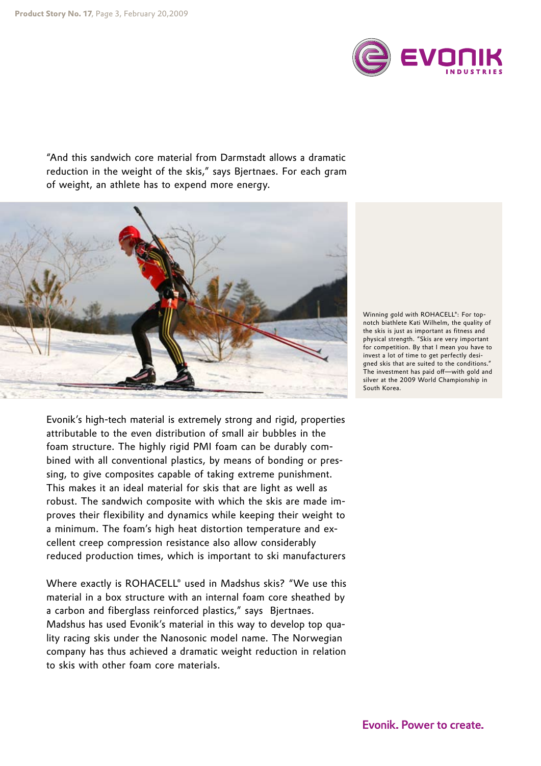"And this sandwich core material from Darmstadt allows a dramatic reduction in the weight of the skis," says Bjertnaes. For each gram of weight, an athlete has to expend more energy.

Winning gold with ROHACELL®: For top-notch biathlete Kati Wilhelm, the quality of the skis is just as important as fitness and physical strength. "Skis are very important for competition. By that I mean you have to invest a lot of time to get perfectly designed skis that are suited to the conditions." The investment has paid off—with gold and silver at the 2009 World Championship in South Korea.

Evonik's high-tech material is extremely strong and rigid, properties attributable to the even distribution of small air bubbles in the foam structure. The highly rigid PMI foam can be durably combined with all conventional plastics, by means of bonding or pressing, to give composites capable of taking extreme punishment. This makes it an ideal material for skis that are light as well as robust. The sandwich composite with which the skis are made improves their flexibility and dynamics while keeping their weight to a minimum. The foam's high heat distortion temperature and excellent creep compression resistance also allow considerably reduced production times, which is important to ski manufacturers

Where exactly is ROHACELL® used in Madshus skis? "We use this material in a box structure with an internal foam core sheathed by a carbon and fiberglass reinforced plastics," says Bjertnaes. Madshus has used Evonik's material in this way to develop top quality racing skis under the Nanosonic model name. The Norwegian company has thus achieved a dramatic weight reduction in relation to skis with other foam core materials.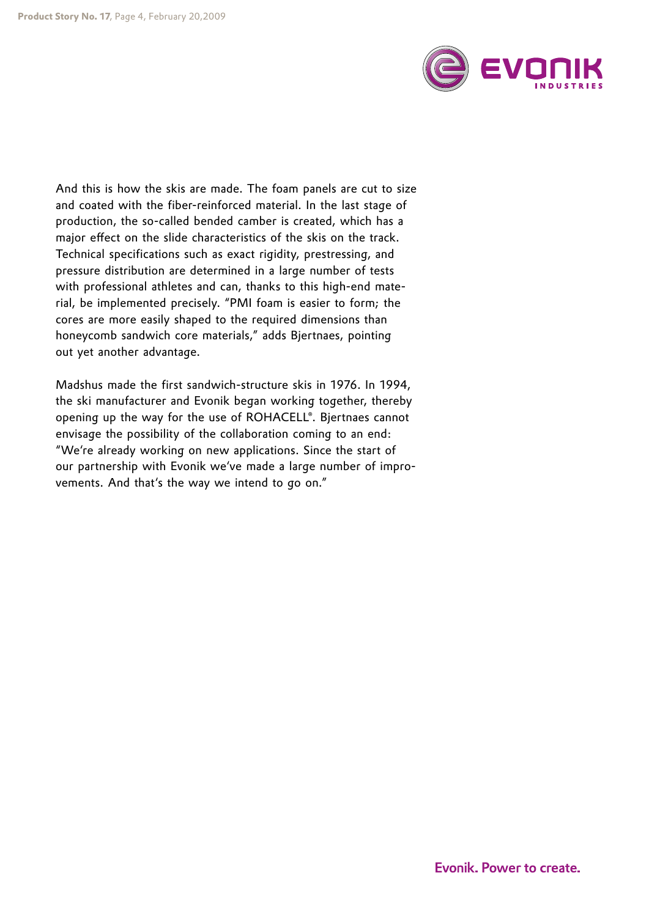And this is how the skis are made. The foam panels are cut to size and coated with the fiber-reinforced material. In the last stage of production, the so-called bended camber is created, which has a major effect on the slide characteristics of the skis on the track. Technical specifications such as exact rigidity, prestressing, and pressure distribution are determined in a large number of tests with professional athletes and can, thanks to this high-end material, be implemented precisely. "PMI foam is easier to form; the cores are more easily shaped to the required dimensions than honeycomb sandwich core materials," adds Bjertnaes, pointing out yet another advantage.

Madshus made the first sandwich-structure skis in 1976. In 1994, the ski manufacturer and Evonik began working together, thereby opening up the way for the use of ROHACELL®. Bjertnaes cannot envisage the possibility of the collaboration coming to an end: "We're already working on new applications. Since the start of our partnership with Evonik we've made a large number of improvements. And that's the way we intend to go on."